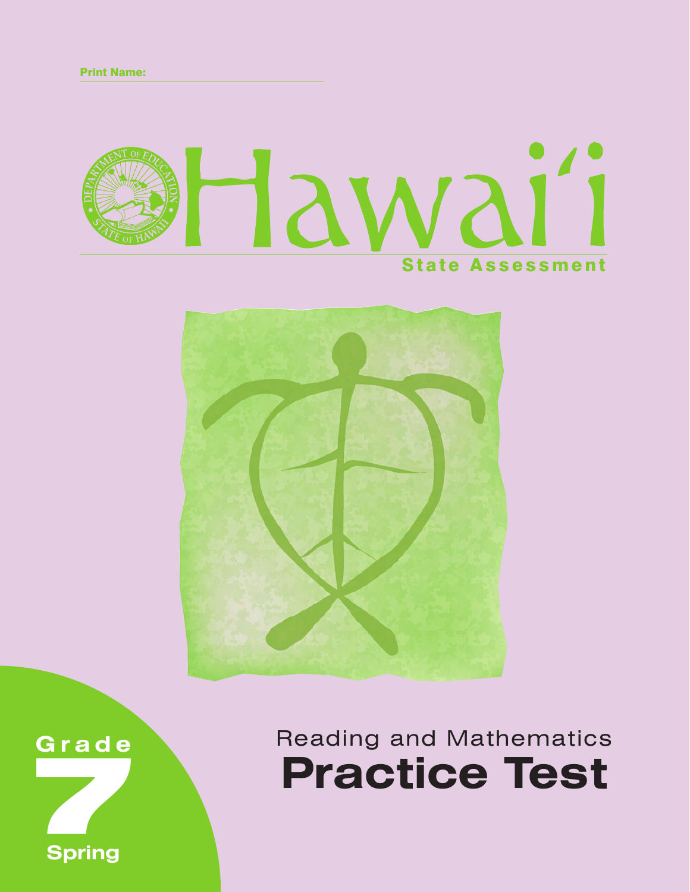Print Name: ______________________

# Hawai'i

State Assessment

Grade 7

Spring

Reading and Mathematics

# Practice Test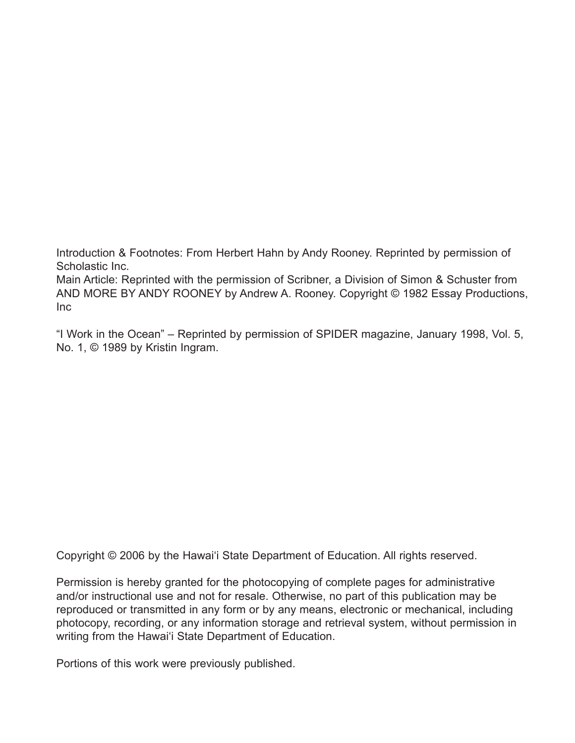Introduction & Footnotes: From Herbert Hahn by Andy Rooney. Reprinted by permission of Scholastic Inc.
Main Article: Reprinted with the permission of Scribner, a Division of Simon & Schuster from AND MORE BY ANDY ROONEY by Andrew A. Rooney. Copyright © 1982 Essay Productions, Inc

"I Work in the Ocean" – Reprinted by permission of SPIDER magazine, January 1998, Vol. 5, No. 1, © 1989 by Kristin Ingram.

Copyright © 2006 by the Hawai'i State Department of Education. All rights reserved.

Permission is hereby granted for the photocopying of complete pages for administrative and/or instructional use and not for resale. Otherwise, no part of this publication may be reproduced or transmitted in any form or by any means, electronic or mechanical, including photocopy, recording, or any information storage and retrieval system, without permission in writing from the Hawai'i State Department of Education.

Portions of this work were previously published.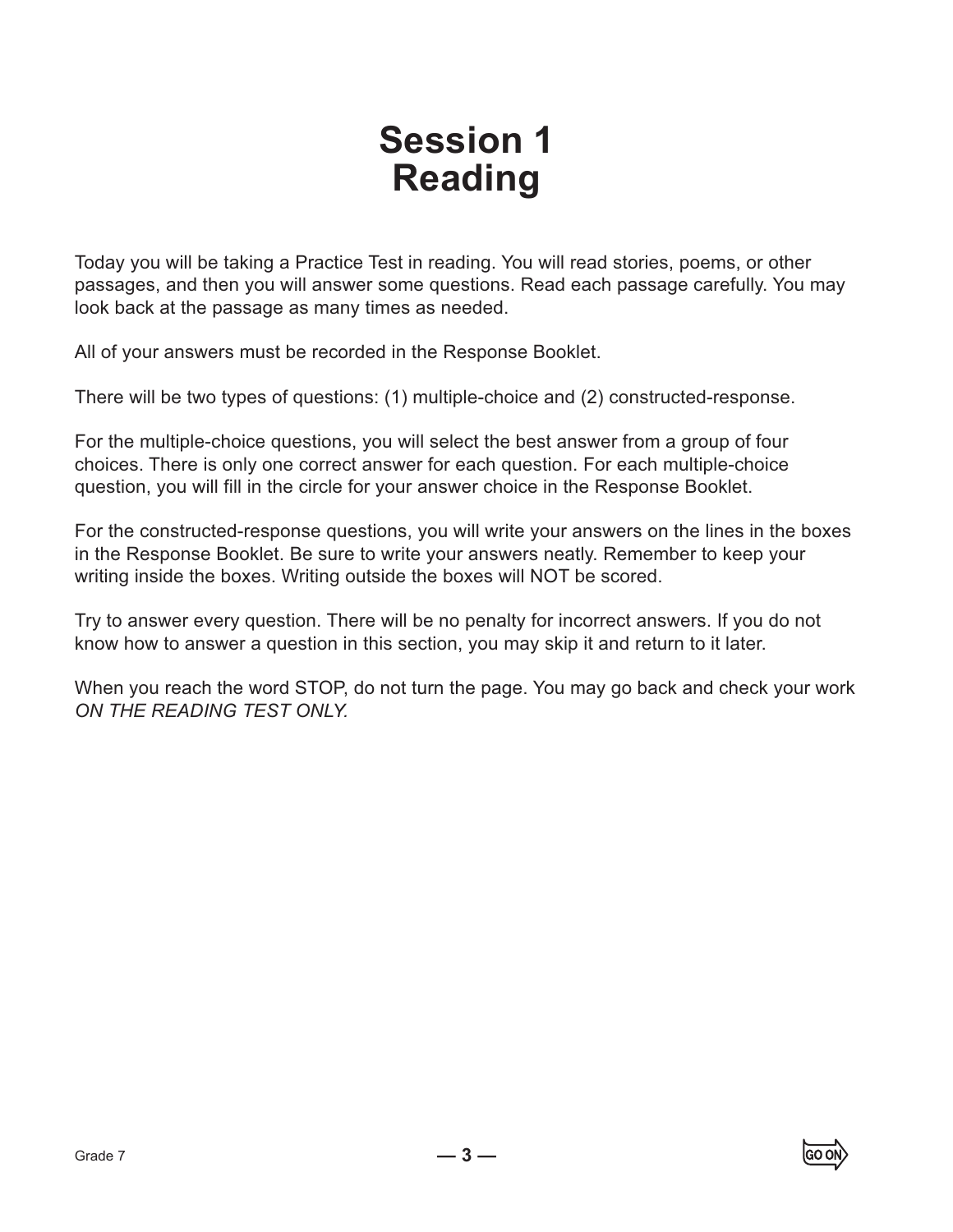# Session 1
# Reading

Today you will be taking a Practice Test in reading. You will read stories, poems, or other passages, and then you will answer some questions. Read each passage carefully. You may look back at the passage as many times as needed.

All of your answers must be recorded in the Response Booklet.

There will be two types of questions: (1) multiple-choice and (2) constructed-response.

For the multiple-choice questions, you will select the best answer from a group of four choices. There is only one correct answer for each question. For each multiple-choice question, you will fill in the circle for your answer choice in the Response Booklet.

For the constructed-response questions, you will write your answers on the lines in the boxes in the Response Booklet. Be sure to write your answers neatly. Remember to keep your writing inside the boxes. Writing outside the boxes will NOT be scored.

Try to answer every question. There will be no penalty for incorrect answers. If you do not know how to answer a question in this section, you may skip it and return to it later.

When you reach the word STOP, do not turn the page. You may go back and check your work *ON THE READING TEST ONLY.*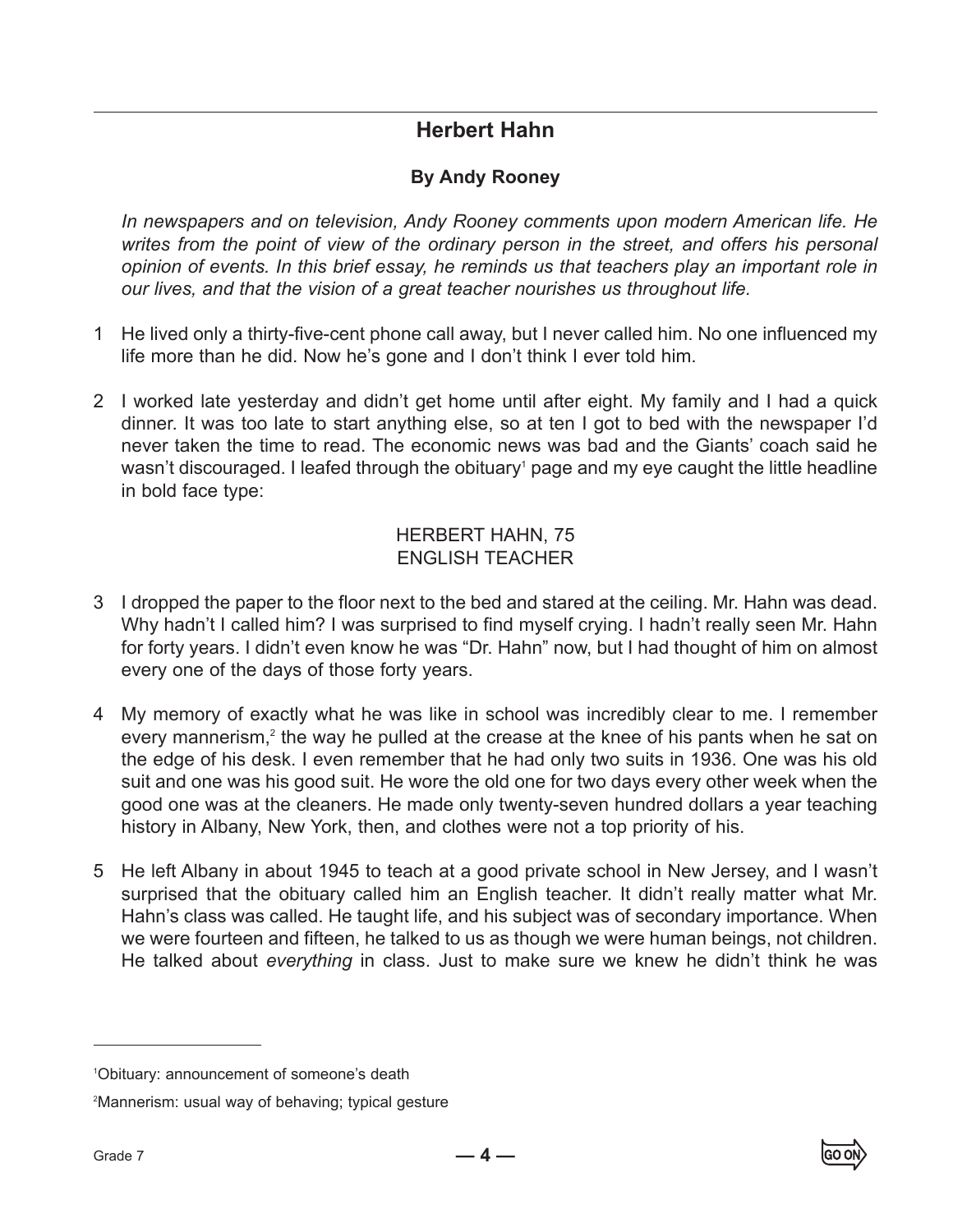## Herbert Hahn

### By Andy Rooney

*In newspapers and on television, Andy Rooney comments upon modern American life. He writes from the point of view of the ordinary person in the street, and offers his personal opinion of events. In this brief essay, he reminds us that teachers play an important role in our lives, and that the vision of a great teacher nourishes us throughout life.*

1 He lived only a thirty-five-cent phone call away, but I never called him. No one influenced my life more than he did. Now he's gone and I don't think I ever told him.

2 I worked late yesterday and didn't get home until after eight. My family and I had a quick dinner. It was too late to start anything else, so at ten I got to bed with the newspaper I'd never taken the time to read. The economic news was bad and the Giants' coach said he wasn't discouraged. I leafed through the obituary[1] page and my eye caught the little headline in bold face type:

HERBERT HAHN, 75
ENGLISH TEACHER

3 I dropped the paper to the floor next to the bed and stared at the ceiling. Mr. Hahn was dead. Why hadn't I called him? I was surprised to find myself crying. I hadn't really seen Mr. Hahn for forty years. I didn't even know he was "Dr. Hahn" now, but I had thought of him on almost every one of the days of those forty years.

4 My memory of exactly what he was like in school was incredibly clear to me. I remember every mannerism,[2] the way he pulled at the crease at the knee of his pants when he sat on the edge of his desk. I even remember that he had only two suits in 1936. One was his old suit and one was his good suit. He wore the old one for two days every other week when the good one was at the cleaners. He made only twenty-seven hundred dollars a year teaching history in Albany, New York, then, and clothes were not a top priority of his.

5 He left Albany in about 1945 to teach at a good private school in New Jersey, and I wasn't surprised that the obituary called him an English teacher. It didn't really matter what Mr. Hahn's class was called. He taught life, and his subject was of secondary importance. When we were fourteen and fifteen, he talked to us as though we were human beings, not children. He talked about *everything* in class. Just to make sure we knew he didn't think he was

---

[1] Obituary: announcement of someone's death

[2] Mannerism: usual way of behaving; typical gesture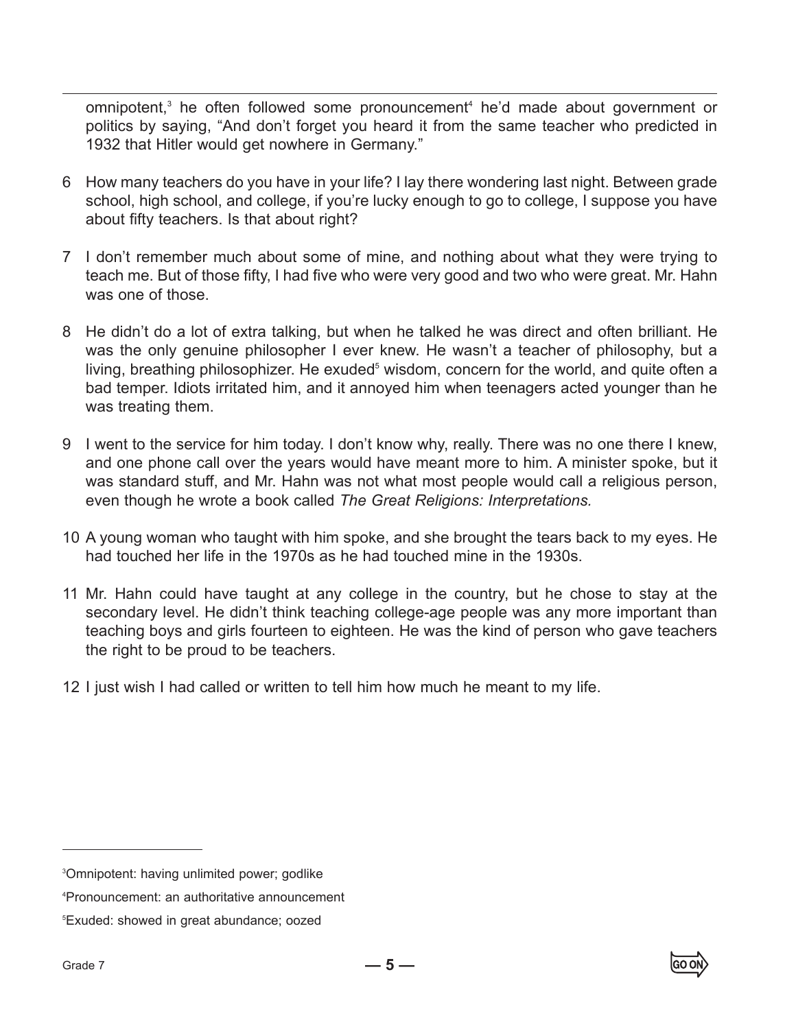omnipotent,[3] he often followed some pronouncement[4] he'd made about government or politics by saying, "And don't forget you heard it from the same teacher who predicted in 1932 that Hitler would get nowhere in Germany."

6 How many teachers do you have in your life? I lay there wondering last night. Between grade school, high school, and college, if you're lucky enough to go to college, I suppose you have about fifty teachers. Is that about right?

7 I don't remember much about some of mine, and nothing about what they were trying to teach me. But of those fifty, I had five who were very good and two who were great. Mr. Hahn was one of those.

8 He didn't do a lot of extra talking, but when he talked he was direct and often brilliant. He was the only genuine philosopher I ever knew. He wasn't a teacher of philosophy, but a living, breathing philosophizer. He exuded[5] wisdom, concern for the world, and quite often a bad temper. Idiots irritated him, and it annoyed him when teenagers acted younger than he was treating them.

9 I went to the service for him today. I don't know why, really. There was no one there I knew, and one phone call over the years would have meant more to him. A minister spoke, but it was standard stuff, and Mr. Hahn was not what most people would call a religious person, even though he wrote a book called *The Great Religions: Interpretations.*

10 A young woman who taught with him spoke, and she brought the tears back to my eyes. He had touched her life in the 1970s as he had touched mine in the 1930s.

11 Mr. Hahn could have taught at any college in the country, but he chose to stay at the secondary level. He didn't think teaching college-age people was any more important than teaching boys and girls fourteen to eighteen. He was the kind of person who gave teachers the right to be proud to be teachers.

12 I just wish I had called or written to tell him how much he meant to my life.

---

[3]Omnipotent: having unlimited power; godlike

[4]Pronouncement: an authoritative announcement

[5]Exuded: showed in great abundance; oozed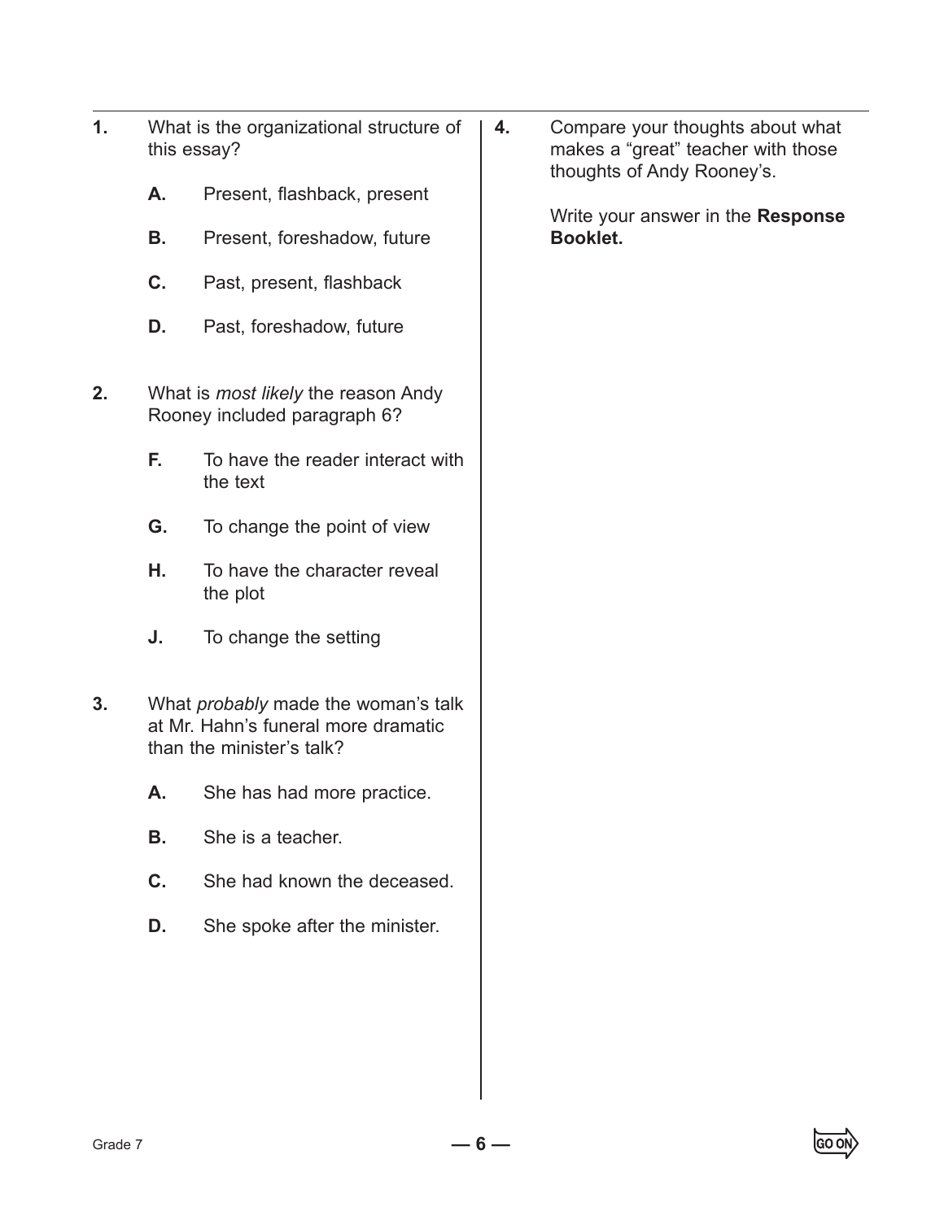1. What is the organizational structure of this essay?

   **A.** Present, flashback, present

   **B.** Present, foreshadow, future

   **C.** Past, present, flashback

   **D.** Past, foreshadow, future

2. What is *most likely* the reason Andy Rooney included paragraph 6?

   **F.** To have the reader interact with the text

   **G.** To change the point of view

   **H.** To have the character reveal the plot

   **J.** To change the setting

3. What *probably* made the woman's talk at Mr. Hahn's funeral more dramatic than the minister's talk?

   **A.** She has had more practice.

   **B.** She is a teacher.

   **C.** She had known the deceased.

   **D.** She spoke after the minister.

4. Compare your thoughts about what makes a "great" teacher with those thoughts of Andy Rooney's.

   Write your answer in the **Response Booklet.**